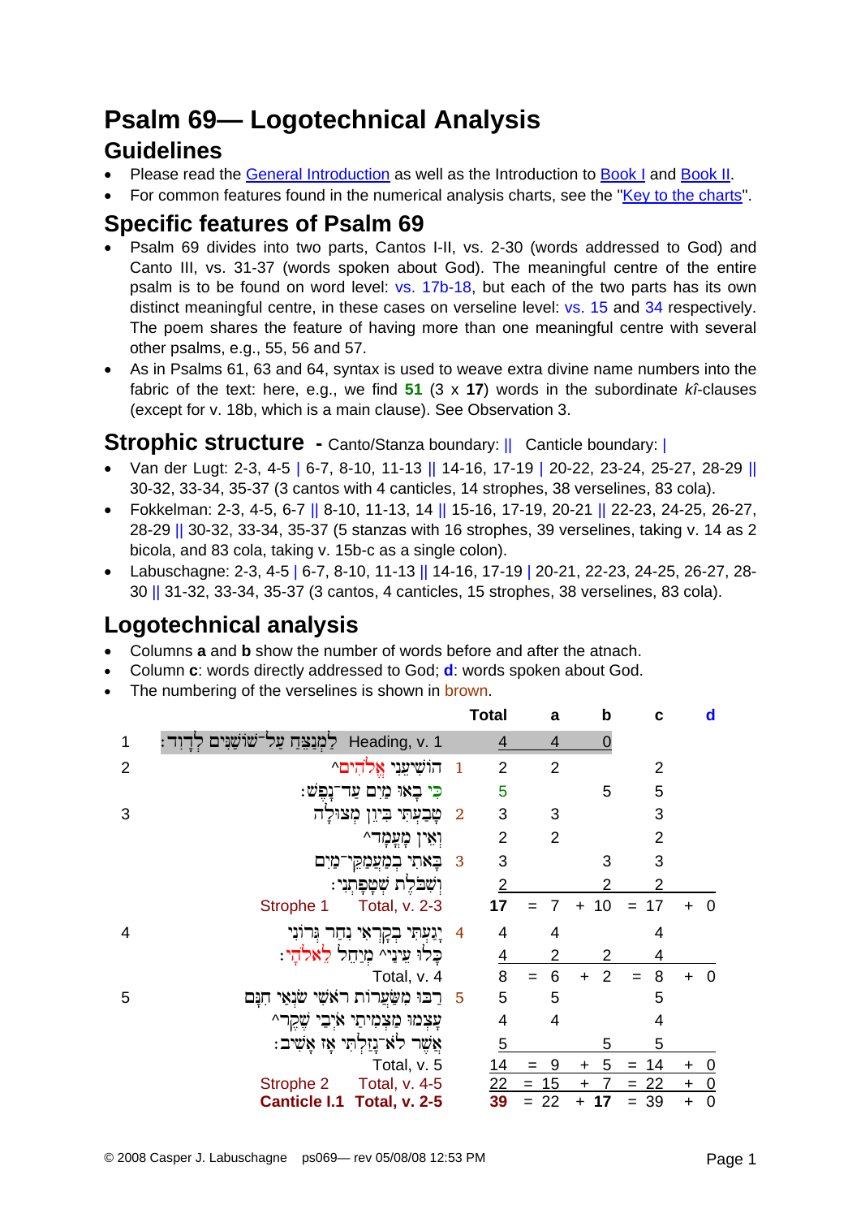# Psalm 69— Logotechnical Analysis

## Guidelines

- Please read the General Introduction as well as the Introduction to Book I and Book II.
- For common features found in the numerical analysis charts, see the "Key to the charts".

## Specific features of Psalm 69

- Psalm 69 divides into two parts, Cantos I-II, vs. 2-30 (words addressed to God) and Canto III, vs. 31-37 (words spoken about God). The meaningful centre of the entire psalm is to be found on word level: vs. 17b-18, but each of the two parts has its own distinct meaningful centre, in these cases on verseline level: vs. 15 and 34 respectively. The poem shares the feature of having more than one meaningful centre with several other psalms, e.g., 55, 56 and 57.
- As in Psalms 61, 63 and 64, syntax is used to weave extra divine name numbers into the fabric of the text: here, e.g., we find **51** (3 x **17**) words in the subordinate *kî*-clauses (except for v. 18b, which is a main clause). See Observation 3.

## Strophic structure - Canto/Stanza boundary: || Canticle boundary: |

- Van der Lugt: 2-3, 4-5 | 6-7, 8-10, 11-13 || 14-16, 17-19 | 20-22, 23-24, 25-27, 28-29 || 30-32, 33-34, 35-37 (3 cantos with 4 canticles, 14 strophes, 38 verselines, 83 cola).
- Fokkelman: 2-3, 4-5, 6-7 || 8-10, 11-13, 14 || 15-16, 17-19, 20-21 || 22-23, 24-25, 26-27, 28-29 || 30-32, 33-34, 35-37 (5 stanzas with 16 strophes, 39 verselines, taking v. 14 as 2 bicola, and 83 cola, taking v. 15b-c as a single colon).
- Labuschagne: 2-3, 4-5 | 6-7, 8-10, 11-13 || 14-16, 17-19 | 20-21, 22-23, 24-25, 26-27, 28-30 || 31-32, 33-34, 35-37 (3 cantos, 4 canticles, 15 strophes, 38 verselines, 83 cola).

## Logotechnical analysis

- Columns **a** and **b** show the number of words before and after the atnach.
- Column **c**: words directly addressed to God; **d**: words spoken about God.
- The numbering of the verselines is shown in brown.

| | | | Total | a | b | c | d |
|---|---|---|---|---|---|---|---|
| 1 | לַמְנַצֵּחַ עַל־שׁוֹשַׁנִּים לְדָוִד׃ Heading, v. 1 | | 4 | 4 | 0 | | |
| 2 | הוֹשִׁיעֵנִי אֱלֹהִים^ | 1 | 2 | 2 | | 2 | |
| | כִּי בָאוּ מַיִם עַד־נָפֶשׁ׃ | | 5 | | 5 | 5 | |
| 3 | טָבַעְתִּי בִּיוֵן מְצוּלָה | 2 | 3 | 3 | | 3 | |
| | וְאֵין מָעֳמָד^ | | 2 | 2 | | 2 | |
| | בָּאתִי בְמַעֲמַקֵּי־מַיִם | 3 | 3 | | 3 | 3 | |
| | וְשִׁבֹּלֶת שְׁטָפָתְנִי׃ | | 2 | | 2 | 2 | |
| | Strophe 1 Total, v. 2-3 | | **17** | = 7 | + 10 | = 17 | + 0 |
| 4 | יָגַעְתִּי בְקָרְאִי נִחַר גְּרוֹנִי | 4 | 4 | 4 | | 4 | |
| | כָּלוּ עֵינַי^ מְיַחֵל לֵאלֹהָי׃ | | 4 | 2 | 2 | 4 | |
| | Total, v. 4 | | 8 | = 6 | + 2 | = 8 | + 0 |
| 5 | רַבּוּ מִשַּׂעֲרוֹת רֹאשִׁי שֹׂנְאַי חִנָּם | 5 | 5 | 5 | | 5 | |
| | עָצְמוּ מַצְמִיתַי אֹיְבַי שֶׁקֶר^ | | 4 | 4 | | 4 | |
| | אֲשֶׁר לֹא־גָזַלְתִּי אָז אָשִׁיב׃ | | 5 | | 5 | 5 | |
| | Total, v. 5 | | 14 | = 9 | + 5 | = 14 | + 0 |
| | Strophe 2 Total, v. 4-5 | | 22 | = 15 | + 7 | = 22 | + 0 |
| | **Canticle I.1 Total, v. 2-5** | | **39** | = 22 | + **17** | = 39 | + 0 |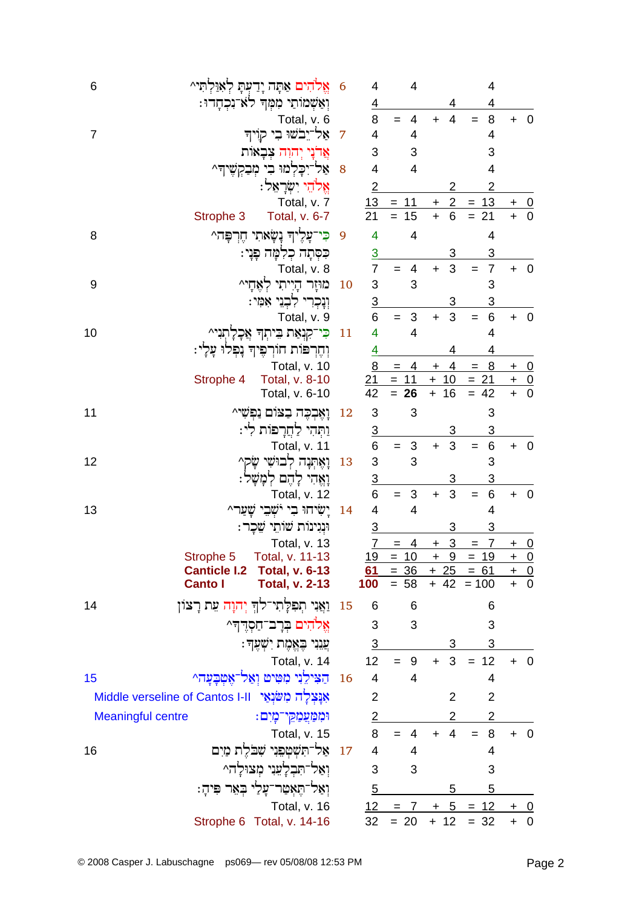| v. (Eng.) | Text | v. (Heb.) | Words | = | Before atnach | + | After atnach | = | Total | + | Extra |
|---|---|---|---|---|---|---|---|---|---|---|---|
| 6 | אֱלֹהִים אַתָּה יָדַעְתָּ לְאִוַּלְתִּי^ | 6 | 4 | | 4 | | | | 4 | | |
| | וְאַשְׁמוֹתַי מִמְּךָ לֹא־נִכְחָדוּ׃ | | 4 | | | | 4 | | 4 | | |
| | Total, v. 6 | | 8 | = | 4 | + | 4 | = | 8 | + | 0 |
| 7 | אַל־יֵבֹשׁוּ בִי קֹוֶיךָ | 7 | 4 | | 4 | | | | 4 | | |
| | אֲדֹנָי יְהוִה צְבָאוֹת | | 3 | | 3 | | | | 3 | | |
| | אַל־יִכָּלְמוּ בִי מְבַקְשֶׁיךָ^ | 8 | 4 | | 4 | | | | 4 | | |
| | אֱלֹהֵי יִשְׂרָאֵל׃ | | 2 | | | | 2 | | 2 | | |
| | Total, v. 7 | | 13 | = | 11 | + | 2 | = | 13 | + | 0 |
| Strophe 3 | Total, v. 6-7 | | 21 | = | 15 | + | 6 | = | 21 | + | 0 |
| 8 | כִּי־עָלֶיךָ נָשָׂאתִי חֶרְפָּה^ | 9 | 4 | | 4 | | | | 4 | | |
| | כִּסְּתָה כְלִמָּה פָנָי׃ | | 3 | | | | 3 | | 3 | | |
| | Total, v. 8 | | 7 | = | 4 | + | 3 | = | 7 | + | 0 |
| 9 | מוּזָר הָיִיתִי לְאֶחָי^ | 10 | 3 | | 3 | | | | 3 | | |
| | וְנָכְרִי לִבְנֵי אִמִּי׃ | | 3 | | | | 3 | | 3 | | |
| | Total, v. 9 | | 6 | = | 3 | + | 3 | = | 6 | + | 0 |
| 10 | כִּי־קִנְאַת בֵּיתְךָ אֲכָלָתְנִי^ | 11 | 4 | | 4 | | | | 4 | | |
| | וְחֶרְפּוֹת חוֹרְפֶיךָ נָפְלוּ עָלָי׃ | | 4 | | | | 4 | | 4 | | |
| | Total, v. 10 | | 8 | = | 4 | + | 4 | = | 8 | + | 0 |
| Strophe 4 | Total, v. 8-10 | | 21 | = | 11 | + | 10 | = | 21 | + | 0 |
| | Total, v. 6-10 | | 42 | = | **26** | + | 16 | = | 42 | + | 0 |
| 11 | וָאֶבְכֶּה בַצּוֹם נַפְשִׁי^ | 12 | 3 | | 3 | | | | 3 | | |
| | וַתְּהִי לַחֲרָפוֹת לִי׃ | | 3 | | | | 3 | | 3 | | |
| | Total, v. 11 | | 6 | = | 3 | + | 3 | = | 6 | + | 0 |
| 12 | וָאֶתְּנָה לְבוּשִׁי שָׂק^ | 13 | 3 | | 3 | | | | 3 | | |
| | וָאֱהִי לָהֶם לְמָשָׁל׃ | | 3 | | | | 3 | | 3 | | |
| | Total, v. 12 | | 6 | = | 3 | + | 3 | = | 6 | + | 0 |
| 13 | יָשִׂיחוּ בִי יֹשְׁבֵי שָׁעַר^ | 14 | 4 | | 4 | | | | 4 | | |
| | וּנְגִינוֹת שׁוֹתֵי שֵׁכָר׃ | | 3 | | | | 3 | | 3 | | |
| | Total, v. 13 | | 7 | = | 4 | + | 3 | = | 7 | + | 0 |
| Strophe 5 | Total, v. 11-13 | | 19 | = | 10 | + | 9 | = | 19 | + | 0 |
| **Canticle I.2** | **Total, v. 6-13** | | **61** | = | 36 | + | 25 | = | 61 | + | 0 |
| **Canto I** | **Total, v. 2-13** | | **100** | = | 58 | + | 42 | = | 100 | + | 0 |
| 14 | וַאֲנִי תְפִלָּתִי־לְךָ יְהוָה עֵת רָצוֹן | 15 | 6 | | 6 | | | | 6 | | |
| | אֱלֹהִים בְּרָב־חַסְדֶּךָ^ | | 3 | | 3 | | | | 3 | | |
| | עֲנֵנִי בֶּאֱמֶת יִשְׁעֶךָ׃ | | 3 | | | | 3 | | 3 | | |
| | Total, v. 14 | | 12 | = | 9 | + | 3 | = | 12 | + | 0 |
| 15 | הַצִּילֵנִי מִטִּיט וְאַל־אֶטְבָּעָה^ | 16 | 4 | | 4 | | | | 4 | | |
| Middle verseline of Cantos I-II | אִנָּצְלָה מִשֹּׂנְאַי | | 2 | | | | 2 | | 2 | | |
| Meaningful centre | וּמִמַּעֲמַקֵּי־מָיִם׃ | | 2 | | | | 2 | | 2 | | |
| | Total, v. 15 | | 8 | = | 4 | + | 4 | = | 8 | + | 0 |
| 16 | אַל־תִּשְׁטְפֵנִי שִׁבֹּלֶת מַיִם | 17 | 4 | | 4 | | | | 4 | | |
| | וְאַל־תִּבְלָעֵנִי מְצוּלָה^ | | 3 | | 3 | | | | 3 | | |
| | וְאַל־תֶּאְטַר־עָלַי בְּאֵר פִּיהָ׃ | | 5 | | | | 5 | | 5 | | |
| | Total, v. 16 | | 12 | = | 7 | + | 5 | = | 12 | + | 0 |
| Strophe 6 | Total, v. 14-16 | | 32 | = | 20 | + | 12 | = | 32 | + | 0 |

© 2008 Casper J. Labuschagne ps069— rev 05/08/08 12:53 PM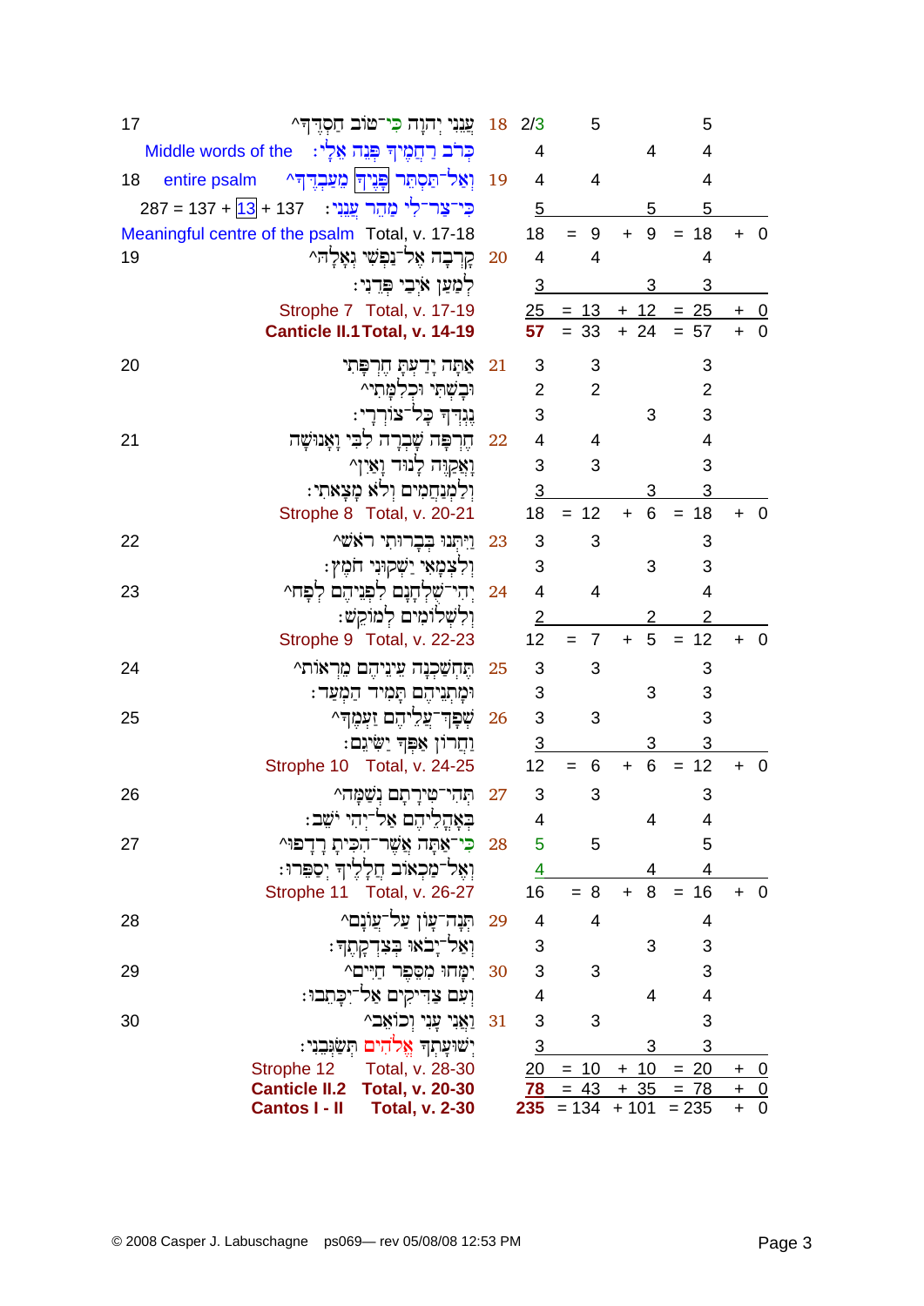| Verse | Text | Heb. v. | Words | a | b | Total | |
|---|---|---|---|---|---|---|---|
| 17 | עֲנֵנִי יְהוָה כִּי־טוֹב חַסְדֶּךָ^ | 18 | 2/3 | 5 | | 5 | |
| Middle words of the | כְּרֹב רַחֲמֶיךָ פְּנֵה אֵלָי׃ | | 4 | | 4 | 4 | |
| 18 entire psalm | וְאַל־תַּסְתֵּר פָּנֶיךָ מֵעַבְדֶּךָ^ | 19 | 4 | 4 | | 4 | |
| 287 = 137 + 13 + 137 | כִּי־צַר־לִי מַהֵר עֲנֵנִי׃ | | 5 | | 5 | 5 | |
| Meaningful centre of the psalm | Total, v. 17-18 | | 18 | = 9 | + 9 | = 18 | + 0 |
| 19 | קָרְבָה אֶל־נַפְשִׁי גְאָלָהּ^ | 20 | 4 | 4 | | 4 | |
| | לְמַעַן אֹיְבַי פְּדֵנִי׃ | | 3 | | 3 | 3 | |
| Strophe 7 | Total, v. 17-19 | | 25 | = 13 | + 12 | = 25 | + 0 |
| **Canticle II.1** | **Total, v. 14-19** | | **57** | = 33 | + 24 | = 57 | + 0 |
| 20 | אַתָּה יָדַעְתָּ חֶרְפָּתִי | 21 | 3 | 3 | | 3 | |
| | וּבָשְׁתִּי וּכְלִמָּתִי^ | | 2 | 2 | | 2 | |
| | נֶגְדְּךָ כָּל־צוֹרְרָי׃ | | 3 | | 3 | 3 | |
| 21 | חֶרְפָּה שָׁבְרָה לִבִּי וָאָנוּשָׁה | 22 | 4 | 4 | | 4 | |
| | וָאֲקַוֶּה לָנוּד וָאַיִן^ | | 3 | 3 | | 3 | |
| | וְלַמְנַחֲמִים וְלֹא מָצָאתִי׃ | | 3 | | 3 | 3 | |
| Strophe 8 | Total, v. 20-21 | | 18 | = 12 | + 6 | = 18 | + 0 |
| 22 | וַיִּתְּנוּ בְּבָרוּתִי רֹאשׁ^ | 23 | 3 | 3 | | 3 | |
| | וְלִצְמָאִי יַשְׁקוּנִי חֹמֶץ׃ | | 3 | | 3 | 3 | |
| 23 | יְהִי־שֻׁלְחָנָם לִפְנֵיהֶם לְפָח^ | 24 | 4 | 4 | | 4 | |
| | וְלִשְׁלוֹמִים לְמוֹקֵשׁ׃ | | 2 | | 2 | 2 | |
| Strophe 9 | Total, v. 22-23 | | 12 | = 7 | + 5 | = 12 | + 0 |
| 24 | תֶּחְשַׁכְנָה עֵינֵיהֶם מֵרְאוֹת^ | 25 | 3 | 3 | | 3 | |
| | וּמָתְנֵיהֶם תָּמִיד הַמְעַד׃ | | 3 | | 3 | 3 | |
| 25 | שְׁפָךְ־עֲלֵיהֶם זַעְמֶךָ^ | 26 | 3 | 3 | | 3 | |
| | וַחֲרוֹן אַפְּךָ יַשִּׂיגֵם׃ | | 3 | | 3 | 3 | |
| Strophe 10 | Total, v. 24-25 | | 12 | = 6 | + 6 | = 12 | + 0 |
| 26 | תְּהִי־טִירָתָם נְשַׁמָּה^ | 27 | 3 | 3 | | 3 | |
| | בְּאָהֳלֵיהֶם אַל־יְהִי יֹשֵׁב׃ | | 4 | | 4 | 4 | |
| 27 | כִּי־אַתָּה אֲשֶׁר־הִכִּיתָ רָדָפוּ^ | 28 | 5 | 5 | | 5 | |
| | וְאֶל־מַכְאוֹב חֲלָלֶיךָ יְסַפֵּרוּ׃ | | 4 | | 4 | 4 | |
| Strophe 11 | Total, v. 26-27 | | 16 | = 8 | + 8 | = 16 | + 0 |
| 28 | תְּנָה־עָוֺן עַל־עֲוֺנָם^ | 29 | 4 | 4 | | 4 | |
| | וְאַל־יָבֹאוּ בְּצִדְקָתֶךָ׃ | | 3 | | 3 | 3 | |
| 29 | יִמָּחוּ מִסֵּפֶר חַיִּים^ | 30 | 3 | 3 | | 3 | |
| | וְעִם צַדִּיקִים אַל־יִכָּתֵבוּ׃ | | 4 | | 4 | 4 | |
| 30 | וַאֲנִי עָנִי וְכוֹאֵב^ | 31 | 3 | 3 | | 3 | |
| | יְשׁוּעָתְךָ אֱלֹהִים תְּשַׂגְּבֵנִי׃ | | 3 | | 3 | 3 | |
| Strophe 12 | Total, v. 28-30 | | 20 | = 10 | + 10 | = 20 | + 0 |
| **Canticle II.2** | **Total, v. 20-30** | | **78** | = 43 | + 35 | = 78 | + 0 |
| **Cantos I - II** | **Total, v. 2-30** | | **235** | = 134 | + 101 | = 235 | + 0 |

© 2008 Casper J. Labuschagne ps069— rev 05/08/08 12:53 PM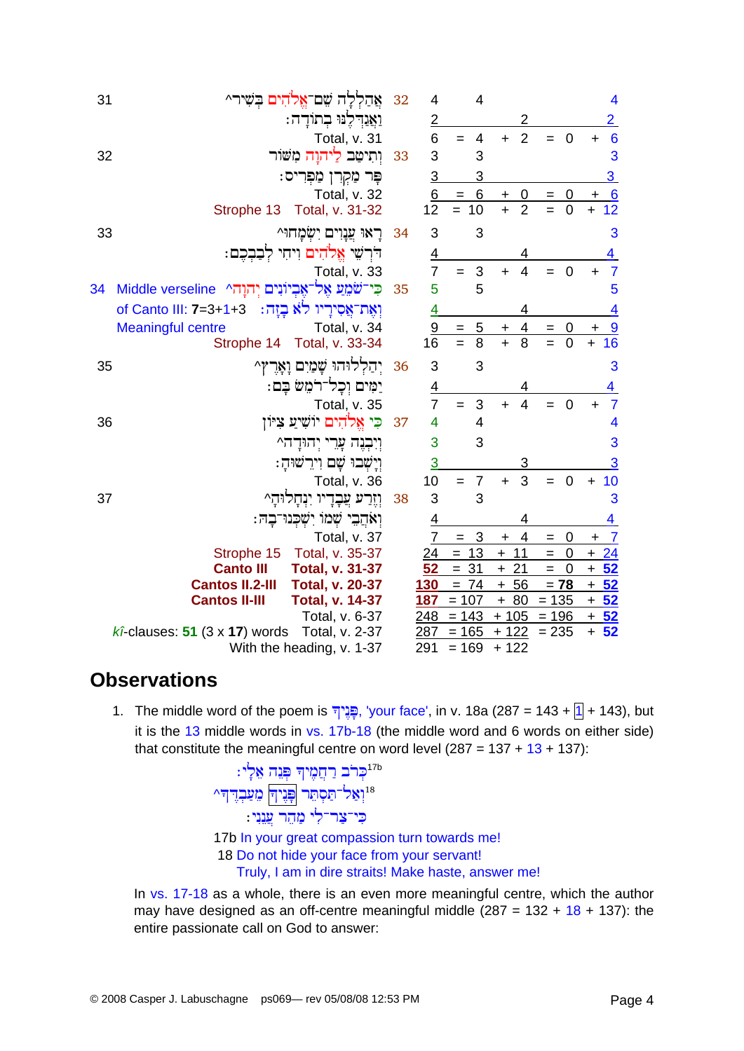| | | | | | | | | | |
|---|---|---|---|---|---|---|---|---|---|
| 31 | אֲהַלְלָה שֵׁם־אֱלֹהִים בְּשִׁיר^ | 32 | 4 | | 4 | | | | 4 |
| | וַאֲגַדְּלֶנּוּ בְתוֹדָה׃ | | 2 | | | | 2 | | 2 |
| | Total, v. 31 | | 6 | = | 4 | + | 2 | = 0 | + 6 |
| 32 | וְתִיטַב לַיהוָה מִשּׁוֹר | 33 | 3 | | 3 | | | | 3 |
| | פָּר מַקְרִן מַפְרִיס׃ | | 3 | | 3 | | | | 3 |
| | Total, v. 32 | | 6 | = | 6 | + | 0 | = 0 | + 6 |
| | Strophe 13 Total, v. 31-32 | | 12 | = | 10 | + | 2 | = 0 | + 12 |
| 33 | רָאוּ עֲנָוִים יִשְׂמָחוּ^ | 34 | 3 | | 3 | | | | 3 |
| | דֹּרְשֵׁי אֱלֹהִים וִיחִי לְבַבְכֶם׃ | | 4 | | | | 4 | | 4 |
| | Total, v. 33 | | 7 | = | 3 | + | 4 | = 0 | + 7 |
| 34 Middle verseline | כִּי־שֹׁמֵעַ אֶל־אֶבְיוֹנִים יְהוָה^ | 35 | 5 | | 5 | | | | 5 |
| of Canto III: **7**=3+1+3 | וְאֶת־אֲסִירָיו לֹא בָזָה׃ | | 4 | | | | 4 | | 4 |
| Meaningful centre | Total, v. 34 | | 9 | = | 5 | + | 4 | = 0 | + 9 |
| | Strophe 14 Total, v. 33-34 | | 16 | = | 8 | + | 8 | = 0 | + 16 |
| 35 | יְהַלְלוּהוּ שָׁמַיִם וָאָרֶץ^ | 36 | 3 | | 3 | | | | 3 |
| | יַמִּים וְכָל־רֹמֵשׂ בָּם׃ | | 4 | | | | 4 | | 4 |
| | Total, v. 35 | | 7 | = | 3 | + | 4 | = 0 | + 7 |
| 36 | כִּי אֱלֹהִים יוֹשִׁיעַ צִיּוֹן | 37 | 4 | | 4 | | | | 4 |
| | וְיִבְנֶה עָרֵי יְהוּדָה^ | | 3 | | 3 | | | | 3 |
| | וְיָשְׁבוּ שָׁם וִירֵשׁוּהָ׃ | | 3 | | | | 3 | | 3 |
| | Total, v. 36 | | 10 | = | 7 | + | 3 | = 0 | + 10 |
| 37 | וְזֶרַע עֲבָדָיו יִנְחָלוּהָ^ | 38 | 3 | | 3 | | | | 3 |
| | וְאֹהֲבֵי שְׁמוֹ יִשְׁכְּנוּ־בָהּ׃ | | 4 | | | | 4 | | 4 |
| | Total, v. 37 | | 7 | = | 3 | + | 4 | = 0 | + 7 |
| | Strophe 15 Total, v. 35-37 | | 24 | = | 13 | + | 11 | = 0 | + 24 |
| | **Canto III Total, v. 31-37** | | **52** | = | 31 | + | 21 | = 0 | + **52** |
| | **Cantos II.2-III Total, v. 20-37** | | **130** | = | 74 | + | 56 | = **78** | + **52** |
| | **Cantos II-III Total, v. 14-37** | | **187** | = | 107 | + | 80 | = 135 | + **52** |
| | Total, v. 6-37 | | 248 | = | 143 | + | 105 | = 196 | + **52** |
| *kî*-clauses: **51** (3 x **17**) words | Total, v. 2-37 | | 287 | = | 165 | + | 122 | = 235 | + **52** |
| | With the heading, v. 1-37 | | 291 | = | 169 | + | 122 | | |

## Observations

1. The middle word of the poem is פָּנֶיךָ, 'your face', in v. 18a (287 = 143 + 1 + 143), but it is the 13 middle words in vs. 17b-18 (the middle word and 6 words on either side) that constitute the meaningful centre on word level (287 = 137 + 13 + 137):

   כְּרֹב רַחֲמֶיךָ פְּנֵה אֵלָי׃[17b]
   וְאַל־תַּסְתֵּר פָּנֶיךָ מֵעַבְדֶּךָ^[18]
   כִּי־צַר־לִי מַהֵר עֲנֵנִי׃

   17b In your great compassion turn towards me!
   18 Do not hide your face from your servant!
   Truly, I am in dire straits! Make haste, answer me!

   In vs. 17-18 as a whole, there is an even more meaningful centre, which the author may have designed as an off-centre meaningful middle (287 = 132 + 18 + 137): the entire passionate call on God to answer: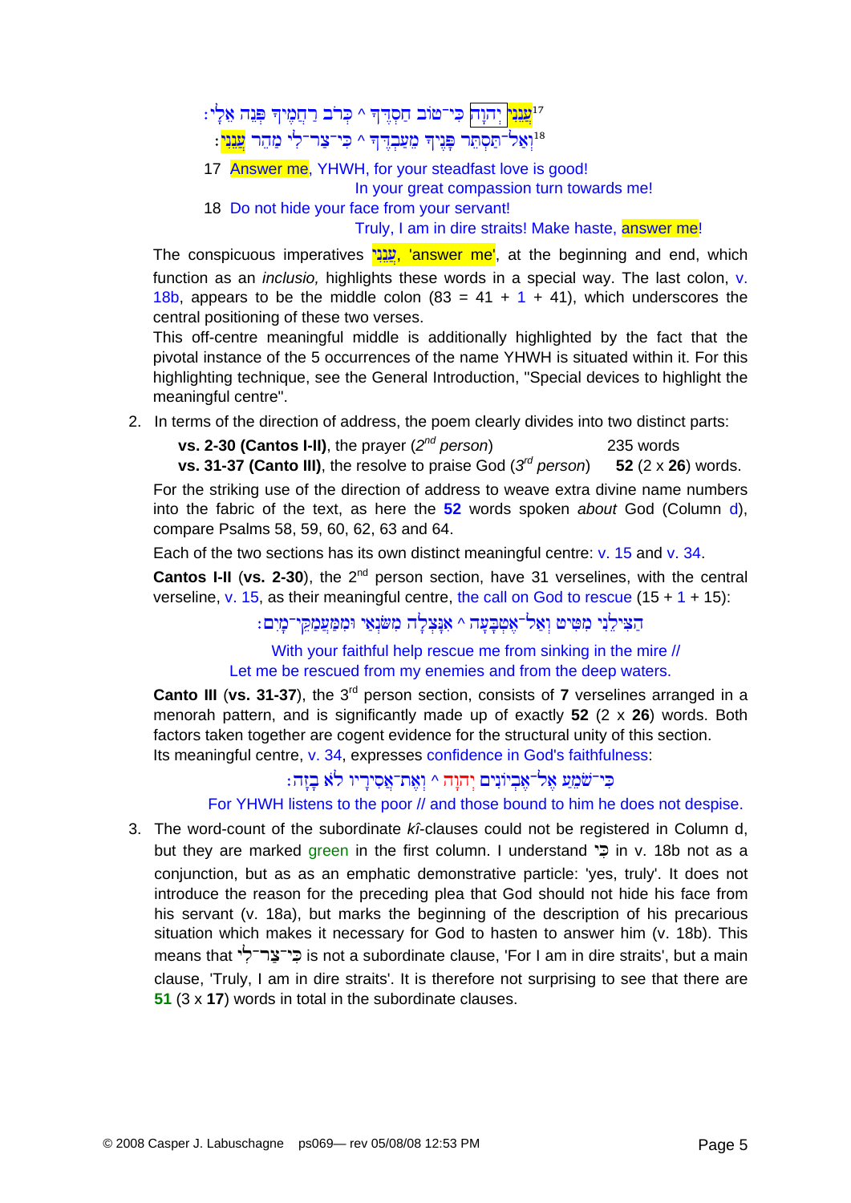[17]עֲנֵנִי יְהוָה כִּי־טוֹב חַסְדֶּךָ ^ כְּרֹב רַחֲמֶיךָ פְּנֵה אֵלָי׃
[18]וְאַל־תַּסְתֵּר פָּנֶיךָ מֵעַבְדֶּךָ ^ כִּי־צַר־לִי מַהֵר עֲנֵנִי׃

17 Answer me, YHWH, for your steadfast love is good!
In your great compassion turn towards me!
18 Do not hide your face from your servant!
Truly, I am in dire straits! Make haste, answer me!

The conspicuous imperatives עֲנֵנִי, 'answer me', at the beginning and end, which function as an *inclusio,* highlights these words in a special way. The last colon, v. 18b, appears to be the middle colon (83 = 41 + 1 + 41), which underscores the central positioning of these two verses.
This off-centre meaningful middle is additionally highlighted by the fact that the pivotal instance of the 5 occurrences of the name YHWH is situated within it. For this highlighting technique, see the General Introduction, "Special devices to highlight the meaningful centre".

2. In terms of the direction of address, the poem clearly divides into two distinct parts:

   **vs. 2-30 (Cantos I-II)**, the prayer (2nd *person*) — 235 words
   **vs. 31-37 (Canto III)**, the resolve to praise God (3rd *person*) — **52** (2 x **26**) words.

   For the striking use of the direction of address to weave extra divine name numbers into the fabric of the text, as here the **52** words spoken *about* God (Column d), compare Psalms 58, 59, 60, 62, 63 and 64.

   Each of the two sections has its own distinct meaningful centre: v. 15 and v. 34.

   **Cantos I-II** (**vs. 2-30**), the 2nd person section, have 31 verselines, with the central verseline, v. 15, as their meaningful centre, the call on God to rescue (15 + 1 + 15):

   הַצִּילֵנִי מִטִּיט וְאַל־אֶטְבָּעָה ^ אִנָּצְלָה מִשֹּׂנְאַי וּמִמַּעֲמַקֵּי־מָיִם׃

   With your faithful help rescue me from sinking in the mire //
   Let me be rescued from my enemies and from the deep waters.

   **Canto III** (**vs. 31-37**), the 3rd person section, consists of **7** verselines arranged in a menorah pattern, and is significantly made up of exactly **52** (2 x **26**) words. Both factors taken together are cogent evidence for the structural unity of this section.
   Its meaningful centre, v. 34, expresses confidence in God's faithfulness:

   כִּי־שֹׁמֵעַ אֶל־אֶבְיוֹנִים יְהוָה ^ וְאֶת־אֲסִירָיו לֹא בָזָה׃

   For YHWH listens to the poor // and those bound to him he does not despise.

3. The word-count of the subordinate *kî*-clauses could not be registered in Column d, but they are marked green in the first column. I understand כִּי in v. 18b not as a conjunction, but as as an emphatic demonstrative particle: 'yes, truly'. It does not introduce the reason for the preceding plea that God should not hide his face from his servant (v. 18a), but marks the beginning of the description of his precarious situation which makes it necessary for God to hasten to answer him (v. 18b). This means that כִּי־צַר־לִי is not a subordinate clause, 'For I am in dire straits', but a main clause, 'Truly, I am in dire straits'. It is therefore not surprising to see that there are **51** (3 x **17**) words in total in the subordinate clauses.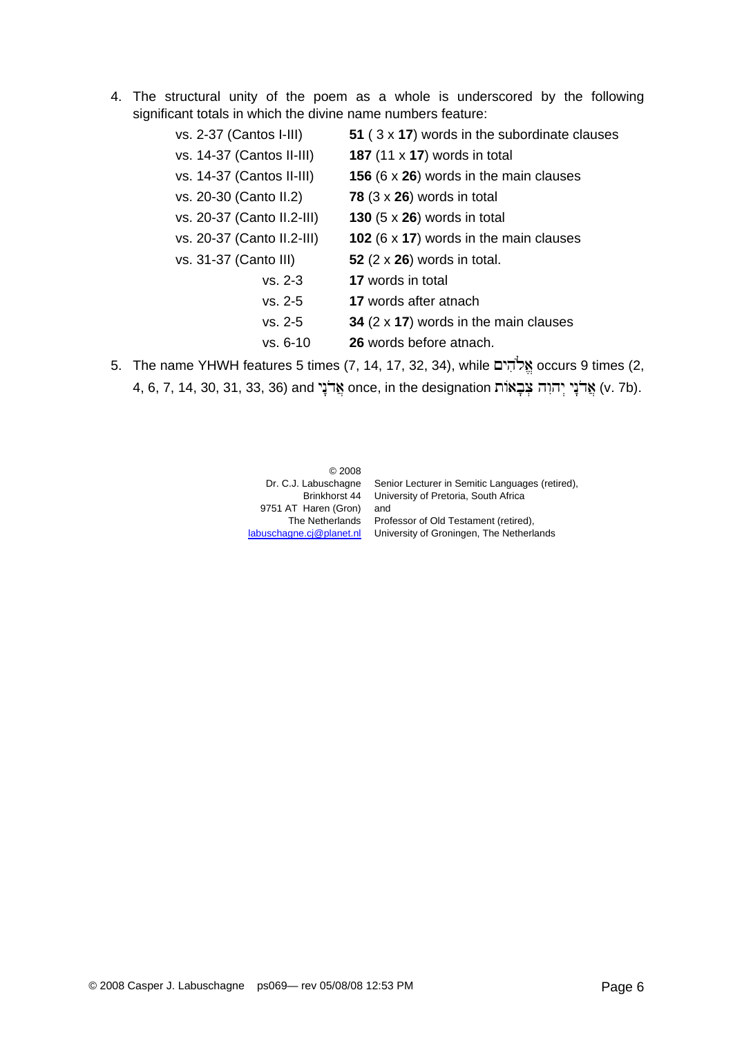4. The structural unity of the poem as a whole is underscored by the following significant totals in which the divine name numbers feature:

| | |
|---|---|
| vs. 2-37 (Cantos I-III) | **51** ( 3 x **17**) words in the subordinate clauses |
| vs. 14-37 (Cantos II-III) | **187** (11 x **17**) words in total |
| vs. 14-37 (Cantos II-III) | **156** (6 x **26**) words in the main clauses |
| vs. 20-30 (Canto II.2) | **78** (3 x **26**) words in total |
| vs. 20-37 (Canto II.2-III) | **130** (5 x **26**) words in total |
| vs. 20-37 (Canto II.2-III) | **102** (6 x **17**) words in the main clauses |
| vs. 31-37 (Canto III) | **52** (2 x **26**) words in total. |
| vs. 2-3 | **17** words in total |
| vs. 2-5 | **17** words after atnach |
| vs. 2-5 | **34** (2 x **17**) words in the main clauses |
| vs. 6-10 | **26** words before atnach. |

5. The name YHWH features 5 times (7, 14, 17, 32, 34), while אֱלֹהִים occurs 9 times (2, 4, 6, 7, 14, 30, 31, 33, 36) and אֲדֹנָי once, in the designation אֲדֹנָי יְהוִה צְבָאוֹת (v. 7b).

© 2008
Dr. C.J. Labuschagne
Brinkhorst 44
9751 AT Haren (Gron)
The Netherlands
labuschagne.cj@planet.nl

Senior Lecturer in Semitic Languages (retired),
University of Pretoria, South Africa
and
Professor of Old Testament (retired),
University of Groningen, The Netherlands